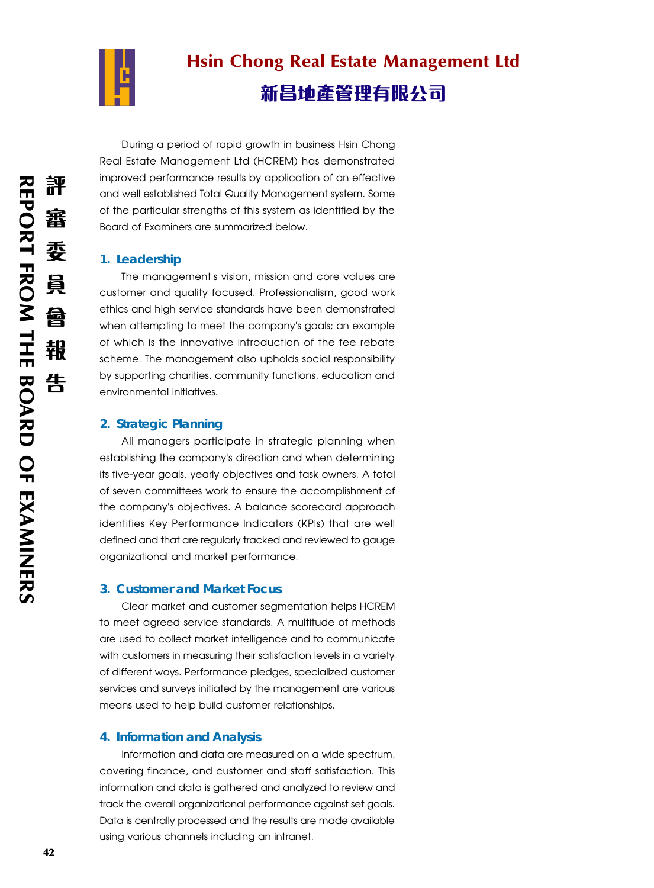# Hsin Chong Real Estate Management Ltd

# 新昌地產管理有限公司

During a period of rapid growth in business Hsin Chong Real Estate Management Ltd (HCREM) has demonstrated improved performance results by application of an effective and well established Total Quality Management system. Some of the particular strengths of this system as identified by the Board of Examiners are summarized below.

## 1. Leadership

The management's vision, mission and core values are customer and quality focused. Professionalism, good work ethics and high service standards have been demonstrated when attempting to meet the company's goals; an example of which is the innovative introduction of the fee rebate scheme. The management also upholds social responsibility by supporting charities, community functions, education and environmental initiatives.

## 2. Strategic Planning

All managers participate in strategic planning when establishing the company's direction and when determining its five-year goals, yearly objectives and task owners. A total of seven committees work to ensure the accomplishment of the company's objectives. A balance scorecard approach identifies Key Performance Indicators (KPIs) that are well defined and that are regularly tracked and reviewed to gauge organizational and market performance.

## 3. Customer and Market Focus

Clear market and customer segmentation helps HCREM to meet agreed service standards. A multitude of methods are used to collect market intelligence and to communicate with customers in measuring their satisfaction levels in a variety of different ways. Performance pledges, specialized customer services and surveys initiated by the management are various means used to help build customer relationships.

## 4. Information and Analysis

Information and data are measured on a wide spectrum, covering finance, and customer and staff satisfaction. This information and data is gathered and analyzed to review and track the overall organizational performance against set goals. Data is centrally processed and the results are made available using various channels including an intranet.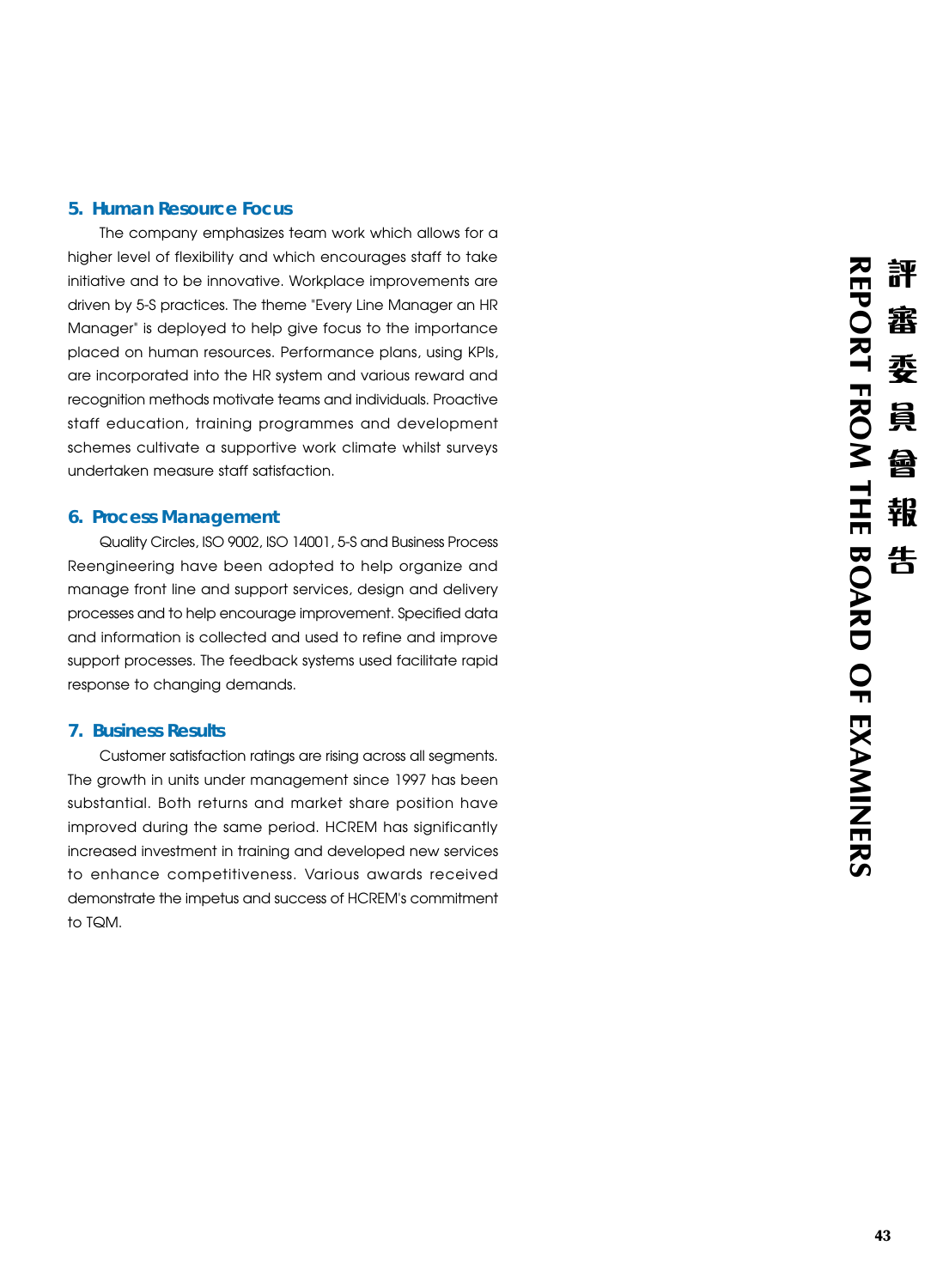## 5. Human Resource Focus

The company emphasizes team work which allows for a higher level of flexibility and which encourages staff to take initiative and to be innovative. Workplace improvements are driven by 5-S practices. The theme "Every Line Manager an HR Manager" is deployed to help give focus to the importance placed on human resources. Performance plans, using KPIs, are incorporated into the HR system and various reward and recognition methods motivate teams and individuals. Proactive staff education, training programmes and development schemes cultivate a supportive work climate whilst surveys undertaken measure staff satisfaction.

## 6. Process Management

Quality Circles, ISO 9002, ISO 14001, 5-S and Business Process Reengineering have been adopted to help organize and manage front line and support services, design and delivery processes and to help encourage improvement. Specified data and information is collected and used to refine and improve support processes. The feedback systems used facilitate rapid response to changing demands.

## 7. Business Results

Customer satisfaction ratings are rising across all segments. The growth in units under management since 1997 has been substantial. Both returns and market share position have improved during the same period. HCREM has significantly increased investment in training and developed new services to enhance competitiveness. Various awards received demonstrate the impetus and success of HCREM's commitment to TQM.